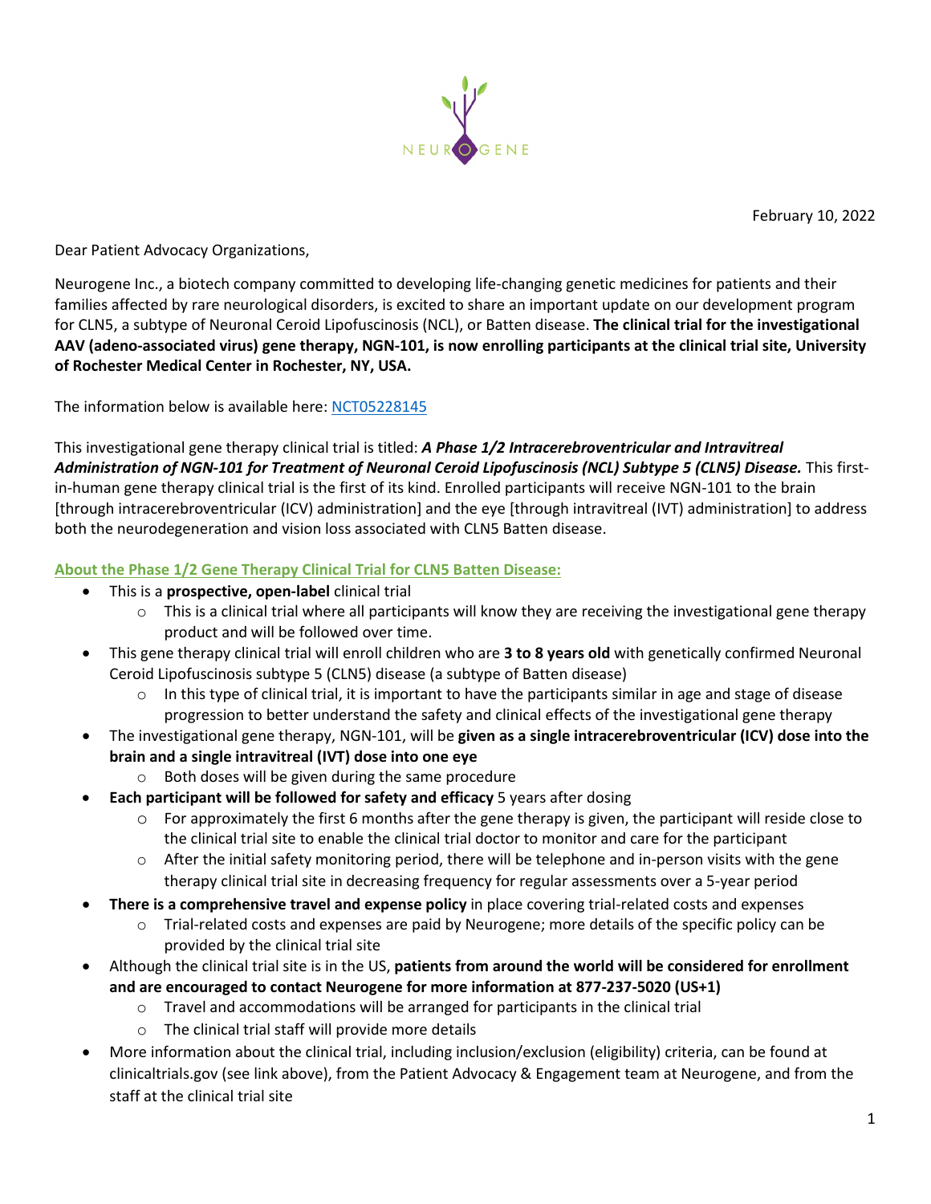NEUROGENE

February 10, 2022

Dear Patient Advocacy Organizations,

Neurogene Inc., a biotech company committed to developing life-changing genetic medicines for patients and their families affected by rare neurological disorders, is excited to share an important update on our development program for CLN5, a subtype of Neuronal Ceroid Lipofuscinosis (NCL), or Batten disease. **The clinical trial for the investigational AAV (adeno-associated virus) gene therapy, NGN-101, is now enrolling participants at the clinical trial site, University of Rochester Medical Center in Rochester, NY, USA.**

The information below is available here: [NCT05228145](NCT05228145)

This investigational gene therapy clinical trial is titled: ***A Phase 1/2 Intracerebroventricular and Intravitreal Administration of NGN-101 for Treatment of Neuronal Ceroid Lipofuscinosis (NCL) Subtype 5 (CLN5) Disease.*** This first-in-human gene therapy clinical trial is the first of its kind. Enrolled participants will receive NGN-101 to the brain [through intracerebroventricular (ICV) administration] and the eye [through intravitreal (IVT) administration] to address both the neurodegeneration and vision loss associated with CLN5 Batten disease.

## About the Phase 1/2 Gene Therapy Clinical Trial for CLN5 Batten Disease:

- This is a **prospective, open-label** clinical trial
  - This is a clinical trial where all participants will know they are receiving the investigational gene therapy product and will be followed over time.
- This gene therapy clinical trial will enroll children who are **3 to 8 years old** with genetically confirmed Neuronal Ceroid Lipofuscinosis subtype 5 (CLN5) disease (a subtype of Batten disease)
  - In this type of clinical trial, it is important to have the participants similar in age and stage of disease progression to better understand the safety and clinical effects of the investigational gene therapy
- The investigational gene therapy, NGN-101, will be **given as a single intracerebroventricular (ICV) dose into the brain and a single intravitreal (IVT) dose into one eye**
  - Both doses will be given during the same procedure
- **Each participant will be followed for safety and efficacy** 5 years after dosing
  - For approximately the first 6 months after the gene therapy is given, the participant will reside close to the clinical trial site to enable the clinical trial doctor to monitor and care for the participant
  - After the initial safety monitoring period, there will be telephone and in-person visits with the gene therapy clinical trial site in decreasing frequency for regular assessments over a 5-year period
- **There is a comprehensive travel and expense policy** in place covering trial-related costs and expenses
  - Trial-related costs and expenses are paid by Neurogene; more details of the specific policy can be provided by the clinical trial site
- Although the clinical trial site is in the US, **patients from around the world will be considered for enrollment and are encouraged to contact Neurogene for more information at 877-237-5020 (US+1)**
  - Travel and accommodations will be arranged for participants in the clinical trial
  - The clinical trial staff will provide more details
- More information about the clinical trial, including inclusion/exclusion (eligibility) criteria, can be found at clinicaltrials.gov (see link above), from the Patient Advocacy & Engagement team at Neurogene, and from the staff at the clinical trial site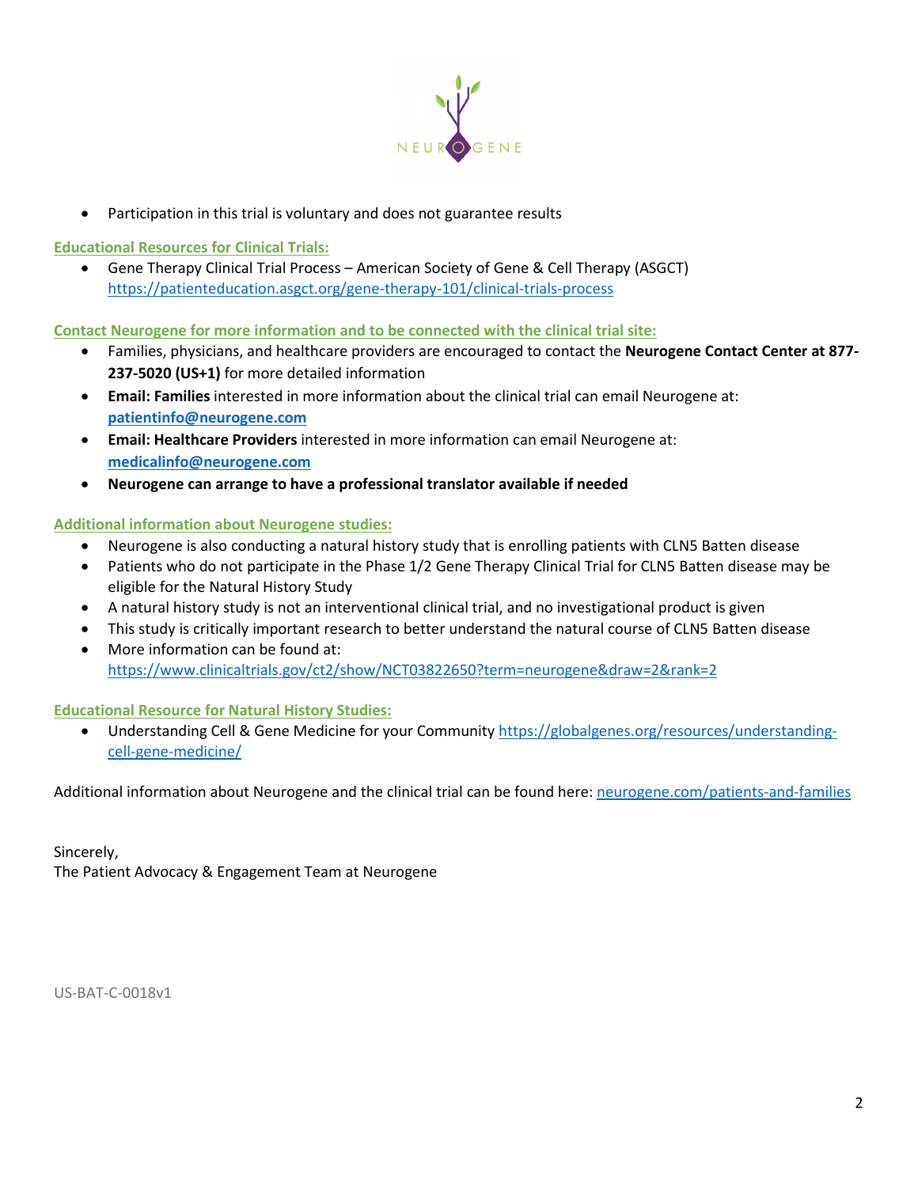NEUROGENE

- Participation in this trial is voluntary and does not guarantee results

**Educational Resources for Clinical Trials:**

- Gene Therapy Clinical Trial Process – American Society of Gene & Cell Therapy (ASGCT) https://patienteducation.asgct.org/gene-therapy-101/clinical-trials-process

**Contact Neurogene for more information and to be connected with the clinical trial site:**

- Families, physicians, and healthcare providers are encouraged to contact the **Neurogene Contact Center at 877-237-5020 (US+1)** for more detailed information
- **Email: Families** interested in more information about the clinical trial can email Neurogene at: **patientinfo@neurogene.com**
- **Email: Healthcare Providers** interested in more information can email Neurogene at: **medicalinfo@neurogene.com**
- **Neurogene can arrange to have a professional translator available if needed**

**Additional information about Neurogene studies:**

- Neurogene is also conducting a natural history study that is enrolling patients with CLN5 Batten disease
- Patients who do not participate in the Phase 1/2 Gene Therapy Clinical Trial for CLN5 Batten disease may be eligible for the Natural History Study
- A natural history study is not an interventional clinical trial, and no investigational product is given
- This study is critically important research to better understand the natural course of CLN5 Batten disease
- More information can be found at: https://www.clinicaltrials.gov/ct2/show/NCT03822650?term=neurogene&draw=2&rank=2

**Educational Resource for Natural History Studies:**

- Understanding Cell & Gene Medicine for your Community https://globalgenes.org/resources/understanding-cell-gene-medicine/

Additional information about Neurogene and the clinical trial can be found here: neurogene.com/patients-and-families

Sincerely,
The Patient Advocacy & Engagement Team at Neurogene

US-BAT-C-0018v1